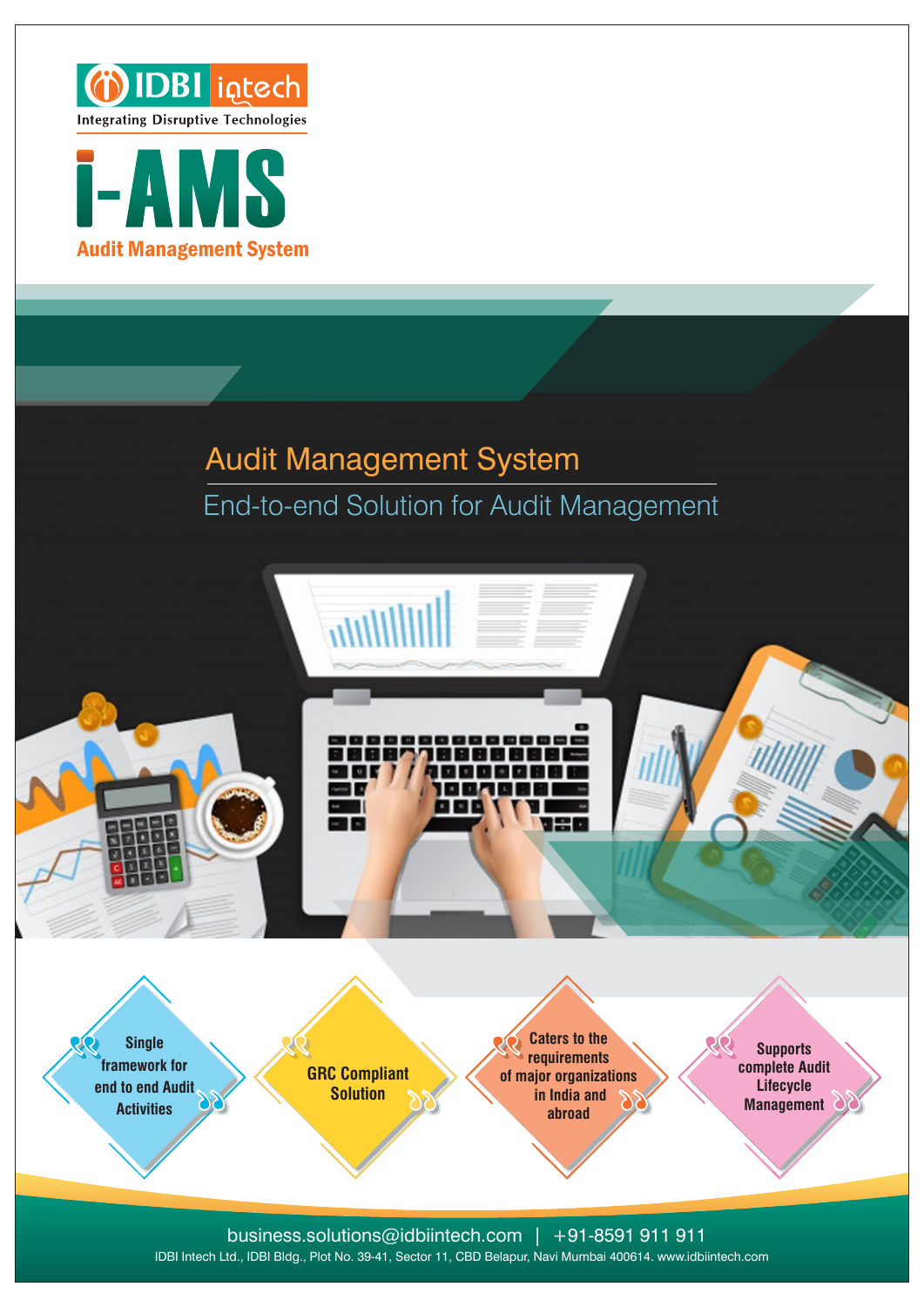IDBI intech

Integrating Disruptive Technologies

# i-AMS

## Audit Management System

## Audit Management System

### End-to-end Solution for Audit Management

- Single framework for end to end Audit Activities
- GRC Compliant Solution
- Caters to the requirements of major organizations in India and abroad
- Supports complete Audit Lifecycle Management

business.solutions@idbiintech.com | +91-8591 911 911

IDBI Intech Ltd., IDBI Bldg., Plot No. 39-41, Sector 11, CBD Belapur, Navi Mumbai 400614. www.idbiintech.com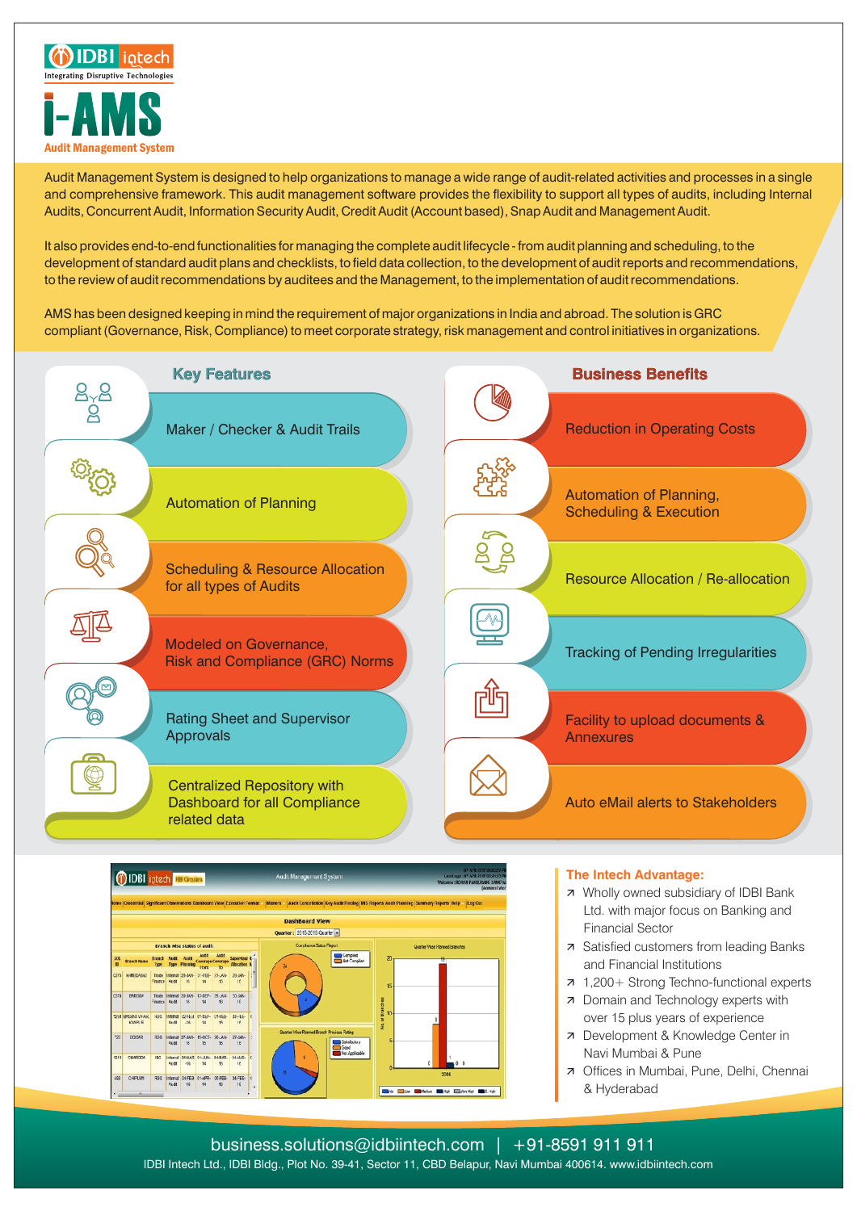IDBI intech

Integrating Disruptive Technologies

# i-AMS

Audit Management System

Audit Management System is designed to help organizations to manage a wide range of audit-related activities and processes in a single and comprehensive framework. This audit management software provides the flexibility to support all types of audits, including Internal Audits, Concurrent Audit, Information Security Audit, Credit Audit (Account based), Snap Audit and Management Audit.

It also provides end-to-end functionalities for managing the complete audit lifecycle - from audit planning and scheduling, to the development of standard audit plans and checklists, to field data collection, to the development of audit reports and recommendations, to the review of audit recommendations by auditees and the Management, to the implementation of audit recommendations.

AMS has been designed keeping in mind the requirement of major organizations in India and abroad. The solution is GRC compliant (Governance, Risk, Compliance) to meet corporate strategy, risk management and control initiatives in organizations.

## Key Features

- Maker / Checker & Audit Trails
- Automation of Planning
- Scheduling & Resource Allocation for all types of Audits
- Modeled on Governance, Risk and Compliance (GRC) Norms
- Rating Sheet and Supervisor Approvals
- Centralized Repository with Dashboard for all Compliance related data

## Business Benefits

- Reduction in Operating Costs
- Automation of Planning, Scheduling & Execution
- Resource Allocation / Re-allocation
- Tracking of Pending Irregularities
- Facility to upload documents & Annexures
- Auto eMail alerts to Stakeholders

### The Intech Advantage:

- Wholly owned subsidiary of IDBI Bank Ltd. with major focus on Banking and Financial Sector
- Satisfied customers from leading Banks and Financial Institutions
- 1,200+ Strong Techno-functional experts
- Domain and Technology experts with over 15 plus years of experience
- Development & Knowledge Center in Navi Mumbai & Pune
- Offices in Mumbai, Pune, Delhi, Chennai & Hyderabad

business.solutions@idbiintech.com | +91-8591 911 911

IDBI Intech Ltd., IDBI Bldg., Plot No. 39-41, Sector 11, CBD Belapur, Navi Mumbai 400614. www.idbiintech.com